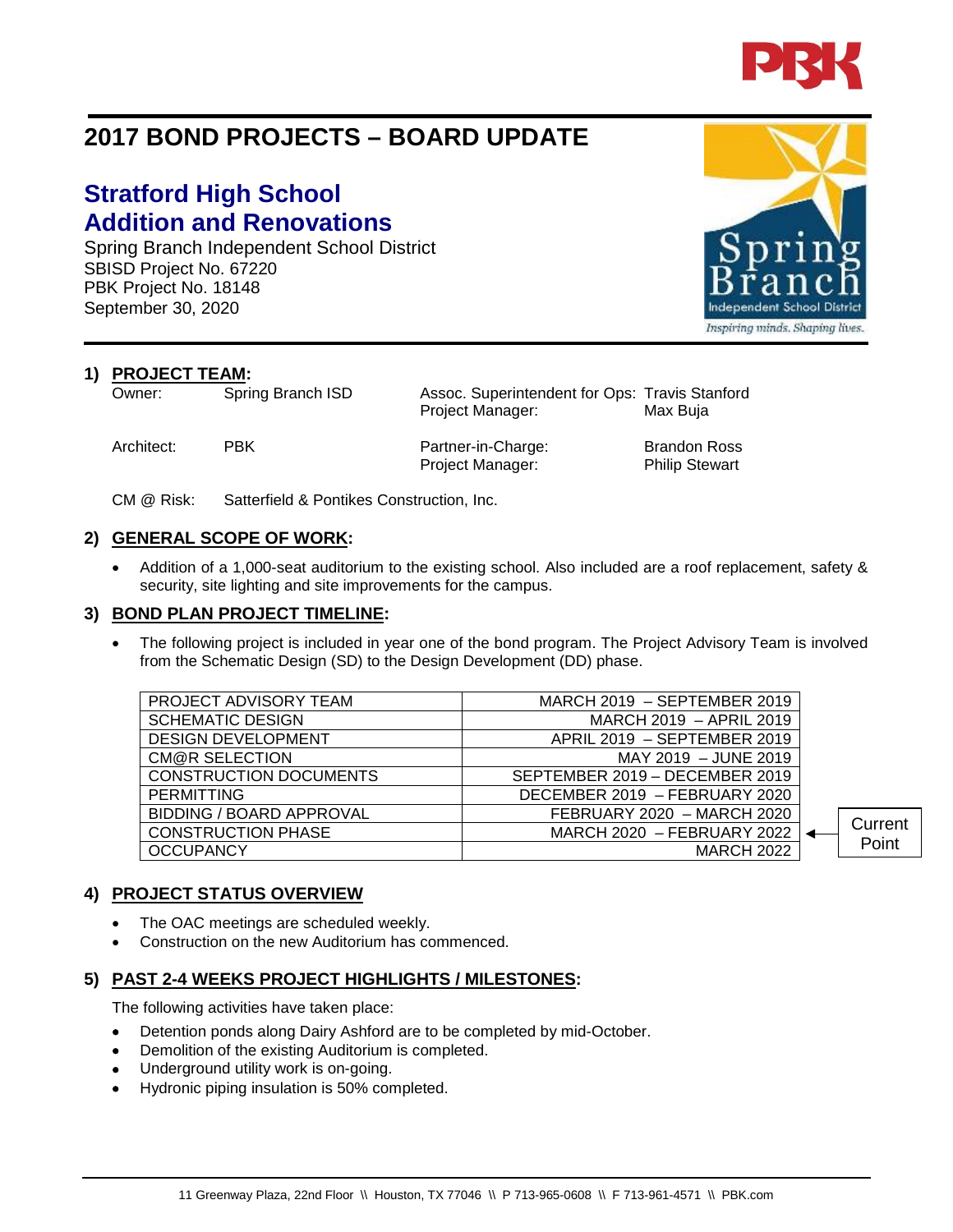# 2017 BOND PROJECTS – BOARD UPDATE

## Stratford High School
## Addition and Renovations

Spring Branch Independent School District
SBISD Project No. 67220
PBK Project No. 18148
September 30, 2020

### 1) PROJECT TEAM:

| | | | |
|---|---|---|---|
| Owner: | Spring Branch ISD | Assoc. Superintendent for Ops: | Travis Stanford |
| | | Project Manager: | Max Buja |
| Architect: | PBK | Partner-in-Charge: | Brandon Ross |
| | | Project Manager: | Philip Stewart |
| CM @ Risk: | Satterfield & Pontikes Construction, Inc. | | |

### 2) GENERAL SCOPE OF WORK:

- Addition of a 1,000-seat auditorium to the existing school. Also included are a roof replacement, safety & security, site lighting and site improvements for the campus.

### 3) BOND PLAN PROJECT TIMELINE:

- The following project is included in year one of the bond program. The Project Advisory Team is involved from the Schematic Design (SD) to the Design Development (DD) phase.

| | | |
|---|---|---|
| PROJECT ADVISORY TEAM | MARCH 2019 – SEPTEMBER 2019 | |
| SCHEMATIC DESIGN | MARCH 2019 – APRIL 2019 | |
| DESIGN DEVELOPMENT | APRIL 2019 – SEPTEMBER 2019 | |
| CM@R SELECTION | MAY 2019 – JUNE 2019 | |
| CONSTRUCTION DOCUMENTS | SEPTEMBER 2019 – DECEMBER 2019 | |
| PERMITTING | DECEMBER 2019 – FEBRUARY 2020 | |
| BIDDING / BOARD APPROVAL | FEBRUARY 2020 – MARCH 2020 | |
| CONSTRUCTION PHASE | MARCH 2020 – FEBRUARY 2022 | ← Current Point |
| OCCUPANCY | MARCH 2022 | |

### 4) PROJECT STATUS OVERVIEW

- The OAC meetings are scheduled weekly.
- Construction on the new Auditorium has commenced.

### 5) PAST 2-4 WEEKS PROJECT HIGHLIGHTS / MILESTONES:

The following activities have taken place:

- Detention ponds along Dairy Ashford are to be completed by mid-October.
- Demolition of the existing Auditorium is completed.
- Underground utility work is on-going.
- Hydronic piping insulation is 50% completed.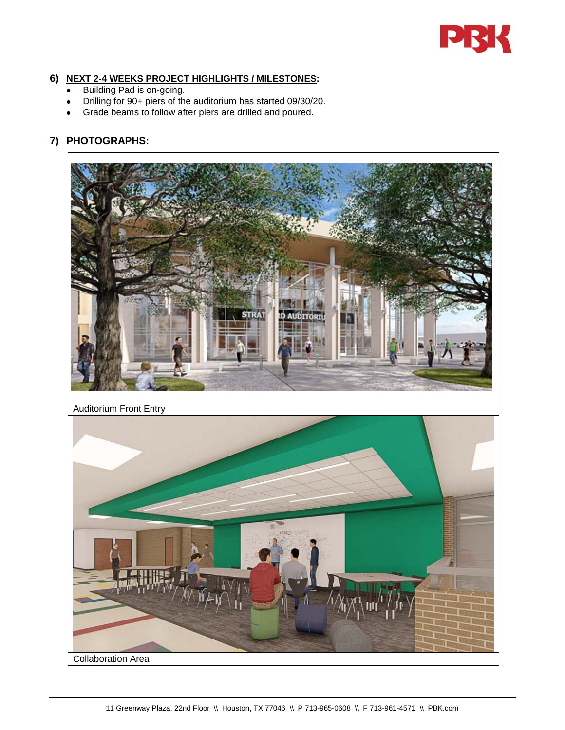## 6) NEXT 2-4 WEEKS PROJECT HIGHLIGHTS / MILESTONES:

- Building Pad is on-going.
- Drilling for 90+ piers of the auditorium has started 09/30/20.
- Grade beams to follow after piers are drilled and poured.

## 7) PHOTOGRAPHS:

Auditorium Front Entry

Collaboration Area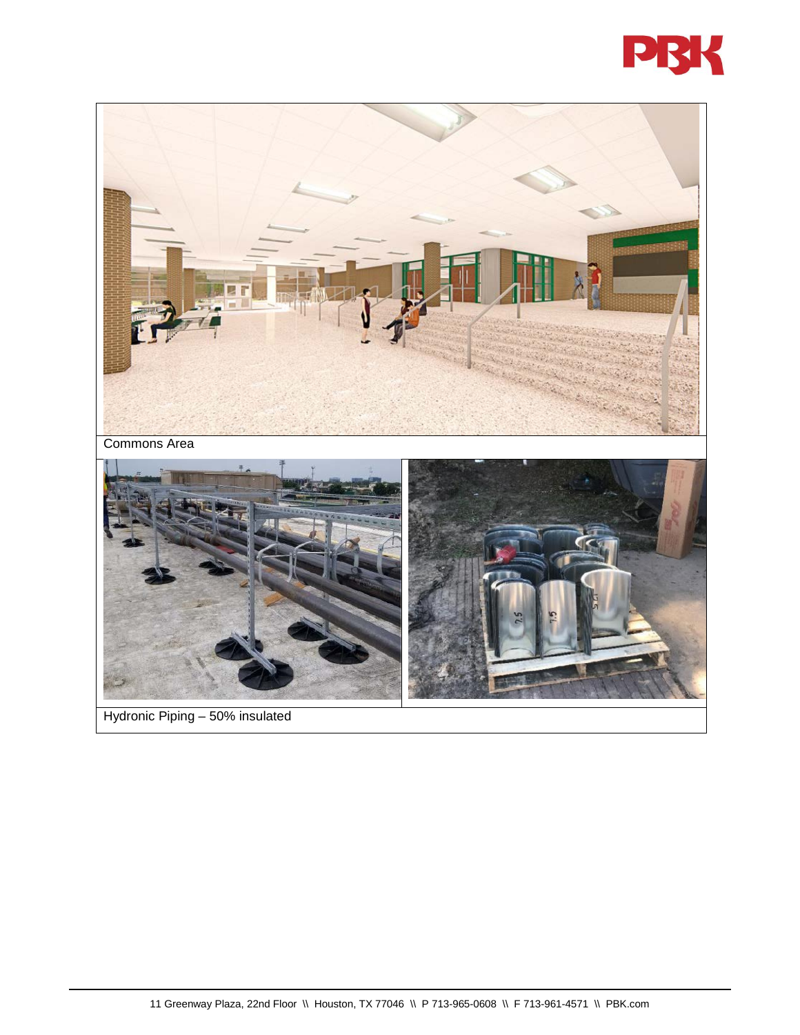Commons Area

Hydronic Piping – 50% insulated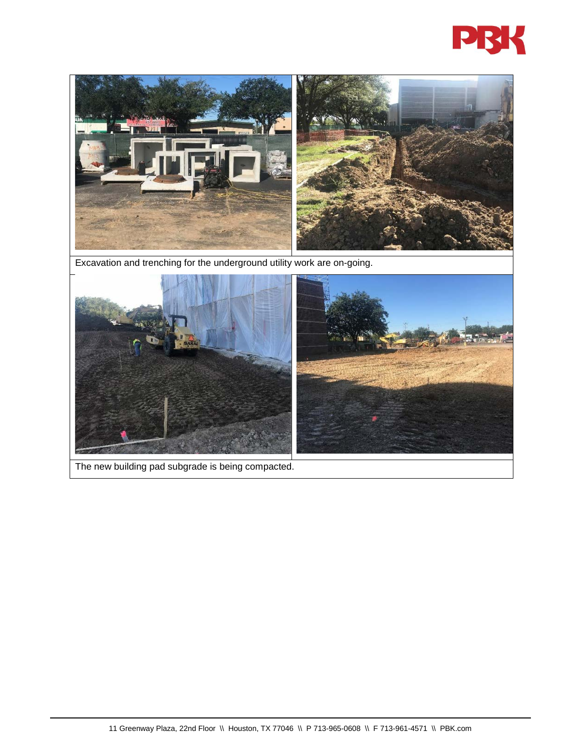Excavation and trenching for the underground utility work are on-going.

The new building pad subgrade is being compacted.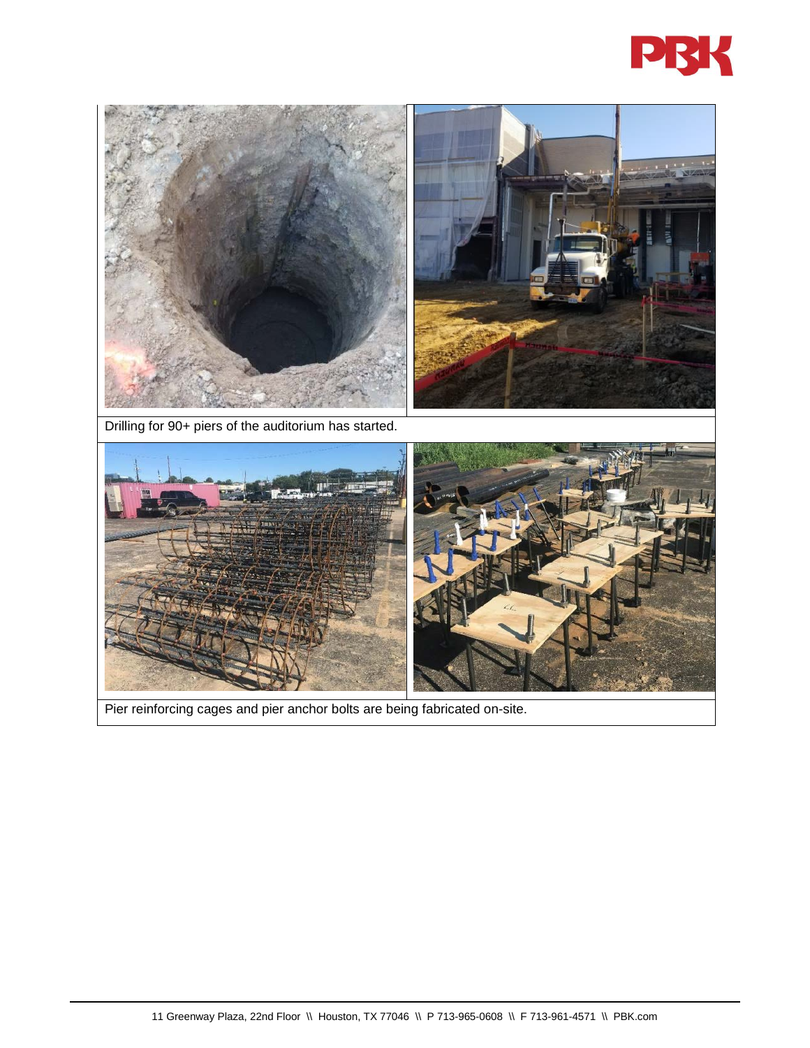Drilling for 90+ piers of the auditorium has started.

Pier reinforcing cages and pier anchor bolts are being fabricated on-site.